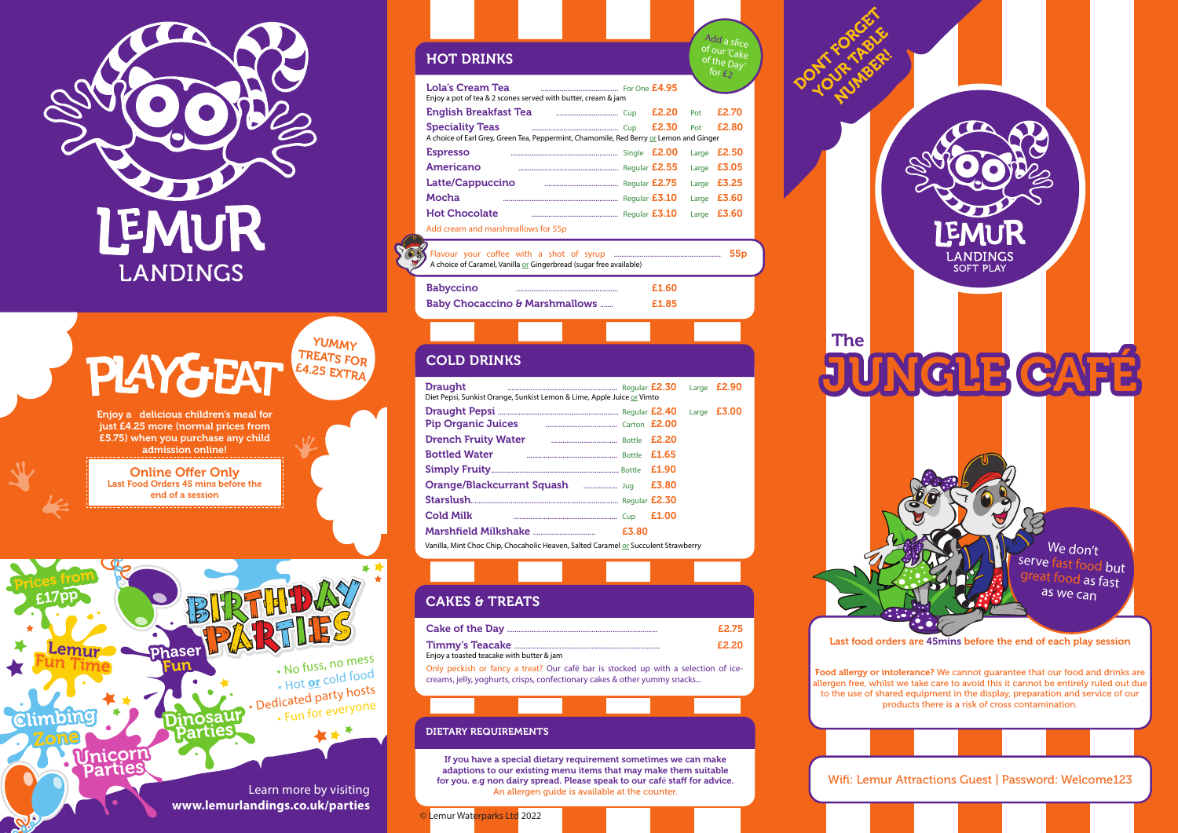# LEMUR LANDINGS

## PLAY & EAT

YUMMY TREATS FOR £4.25 EXTRA

Enjoy a delicious children's meal for just £4.25 more (normal prices from £5.75) when you purchase any child admission online!

**Online Offer Only**
Last Food Orders 45 mins before the end of a session

## BIRTHDAY PARTIES

Prices from £17pp

Lemur Fun Time · Phaser Fun · Climbing Zone · Dinosaur Parties · Unicorn Parties

- No fuss, no mess
- Hot **or** cold food
- Dedicated party hosts
- Fun for everyone

Learn more by visiting **www.lemurlandings.co.uk/parties**

## HOT DRINKS

Add a slice of our 'Cake of the Day' for £2

| Item | | Price | | Price |
|---|---|---|---|---|
| **Lola's Cream Tea** — Enjoy a pot of tea & 2 scones served with butter, cream & jam | For One | £4.95 | | |
| **English Breakfast Tea** | Cup | £2.20 | Pot | £2.70 |
| **Speciality Teas** — A choice of Earl Grey, Green Tea, Peppermint, Chamomile, Red Berry or Lemon and Ginger | Cup | £2.30 | Pot | £2.80 |
| **Espresso** | Single | £2.00 | Large | £2.50 |
| **Americano** | Regular | £2.55 | Large | £3.05 |
| **Latte/Cappuccino** | Regular | £2.75 | Large | £3.25 |
| **Mocha** | Regular | £3.10 | Large | £3.60 |
| **Hot Chocolate** | Regular | £3.10 | Large | £3.60 |

Add cream and marshmallows for 55p

Flavour your coffee with a shot of syrup ... 55p
A choice of Caramel, Vanilla or Gingerbread (sugar free available)

| Item | Price |
|---|---|
| **Babyccino** | £1.60 |
| **Baby Chocaccino & Marshmallows** | £1.85 |

## COLD DRINKS

| Item | | Price | | Price |
|---|---|---|---|---|
| **Draught** — Diet Pepsi, Sunkist Orange, Sunkist Lemon & Lime, Apple Juice or Vimto | Regular | £2.30 | Large | £2.90 |
| **Draught Pepsi** | Regular | £2.40 | Large | £3.00 |
| **Pip Organic Juices** | Carton | £2.00 | | |
| **Drench Fruity Water** | Bottle | £2.20 | | |
| **Bottled Water** | Bottle | £1.65 | | |
| **Simply Fruity** | Bottle | £1.90 | | |
| **Orange/Blackcurrant Squash** | Jug | £3.80 | | |
| **Starslush** | Regular | £2.30 | | |
| **Cold Milk** | Cup | £1.00 | | |
| **Marshfield Milkshake** — Vanilla, Mint Choc Chip, Chocaholic Heaven, Salted Caramel or Succulent Strawberry | | £3.80 | | |

## CAKES & TREATS

| Item | Price |
|---|---|
| **Cake of the Day** | £2.75 |
| **Timmy's Teacake** — Enjoy a toasted teacake with butter & jam | £2.20 |

Only peckish or fancy a treat? Our café bar is stocked up with a selection of ice-creams, jelly, yoghurts, crisps, confectionary cakes & other yummy snacks...

### DIETARY REQUIREMENTS

If you have a special dietary requirement sometimes we can make adaptions to our existing menu items that may make them suitable for you. e.g non dairy spread. Please speak to our café staff for advice.
An allergen guide is available at the counter.

© Lemur Waterparks Ltd 2022

DON'T FORGET YOUR TABLE NUMBER!

LEMUR LANDINGS SOFT PLAY

# The JUNGLE CAFÉ

We don't serve fast food but great food as fast as we can

Last food orders are 45mins before the end of each play session

**Food allergy or intolerance?** We cannot guarantee that our food and drinks are allergen free, whilst we take care to avoid this it cannot be entirely ruled out due to the use of shared equipment in the display, preparation and service of our products there is a risk of cross contamination.

Wifi: Lemur Attractions Guest | Password: Welcome123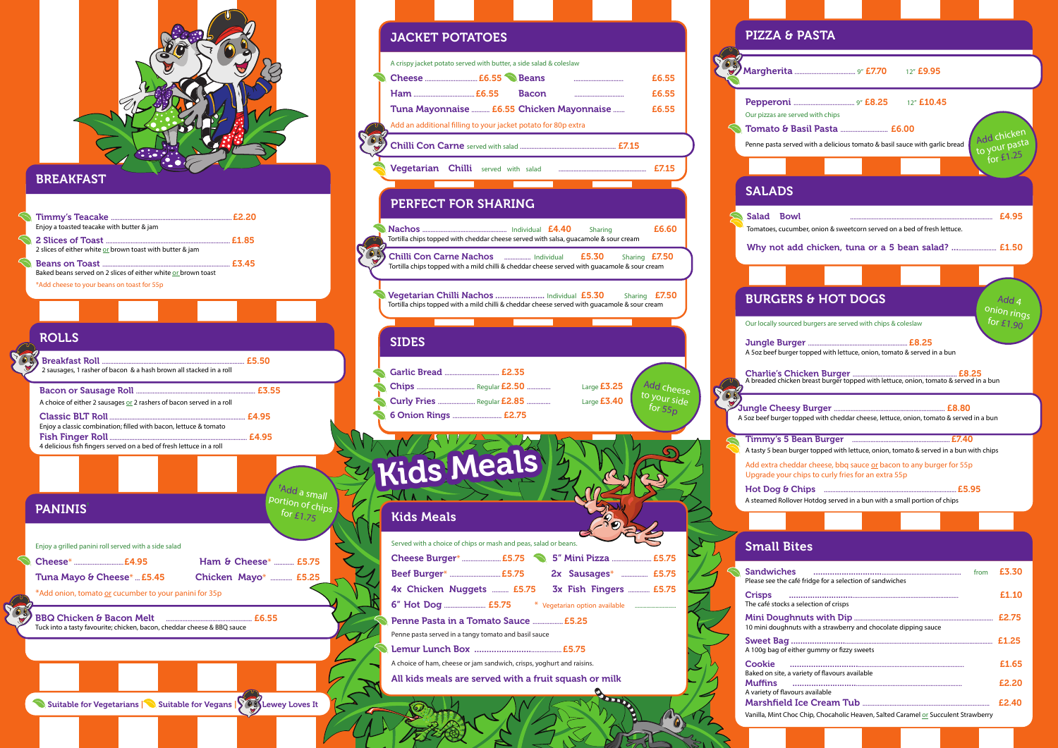## BREAKFAST

**Timmy's Teacake** .......... £2.20
Enjoy a toasted teacake with butter & jam

**2 Slices of Toast** .......... £1.85
2 slices of either white or brown toast with butter & jam

**Beans on Toast** .......... £3.45
Baked beans served on 2 slices of either white or brown toast

*Add cheese to your beans on toast for 55p

## ROLLS

**Breakfast Roll** .......... £5.50
2 sausages, 1 rasher of bacon & a hash brown all stacked in a roll

**Bacon or Sausage Roll** .......... £3.55
A choice of either 2 sausages or 2 rashers of bacon served in a roll

**Classic BLT Roll** .......... £4.95
Enjoy a classic combination; filled with bacon, lettuce & tomato

**Fish Finger Roll** .......... £4.95
4 delicious fish fingers served on a bed of fresh lettuce in a roll

## PANINIS

*Add a small portion of chips for £1.75

Enjoy a grilled panini roll served with a side salad

**Cheese*** .......... £4.95
**Ham & Cheese*** .......... £5.75
**Tuna Mayo & Cheese*** ... £5.45
**Chicken Mayo*** .......... £5.25

*Add onion, tomato or cucumber to your panini for 35p

**BBQ Chicken & Bacon Melt** .......... £6.55
Tuck into a tasty favourite; chicken, bacon, cheddar cheese & BBQ sauce

Suitable for Vegetarians | Suitable for Vegans | Lewey Loves It

## JACKET POTATOES

A crispy jacket potato served with butter, a side salad & coleslaw

**Cheese** .......... £6.55
**Beans** .......... £6.55
**Ham** .......... £6.55
**Bacon** .......... £6.55
**Tuna Mayonnaise** .......... £6.55
**Chicken Mayonnaise** .......... £6.55

Add an additional filling to your jacket potato for 80p extra

**Chilli Con Carne** served with salad .......... £7.15

**Vegetarian Chilli** served with salad .......... £7.15

## PERFECT FOR SHARING

**Nachos** .......... Individual **£4.40** Sharing **£6.60**
Tortilla chips topped with cheddar cheese served with salsa, guacamole & sour cream

**Chilli Con Carne Nachos** .......... Individual **£5.30** Sharing **£7.50**
Tortilla chips topped with a mild chilli & cheddar cheese served with guacamole & sour cream

**Vegetarian Chilli Nachos** .......... Individual **£5.30** Sharing **£7.50**
Tortilla chips topped with a mild chilli & cheddar cheese served with guacamole & sour cream

## SIDES

**Garlic Bread** .......... £2.35
**Chips** .......... Regular £2.50 .......... Large £3.25
**Curly Fries** .......... Regular £2.85 .......... Large £3.40
**6 Onion Rings** .......... £2.75

Add cheese to your side for 55p

# Kids Meals

## Kids Meals

Served with a choice of chips or mash and peas, salad or beans.

**Cheese Burger*** .......... £5.75
**5" Mini Pizza** .......... £5.75
**Beef Burger*** .......... £5.75
**2x Sausages*** .......... £5.75
**4x Chicken Nuggets** .......... £5.75
**3x Fish Fingers** .......... £5.75
**6" Hot Dog** .......... £5.75

\* Vegetarian option available

**Penne Pasta in a Tomato Sauce** .......... £5.25
Penne pasta served in a tangy tomato and basil sauce

**Lemur Lunch Box** .......... £5.75
A choice of ham, cheese or jam sandwich, crisps, yoghurt and raisins.

**All kids meals are served with a fruit squash or milk**

## PIZZA & PASTA

**Margherita** .......... 9" £7.70 12" £9.95

**Pepperoni** .......... 9" £8.25 12" £10.45

Our pizzas are served with chips

**Tomato & Basil Pasta** .......... £6.00
Penne pasta served with a delicious tomato & basil sauce with garlic bread

Add chicken to your pasta for £1.25

## SALADS

**Salad Bowl** .......... £4.95
Tomatoes, cucumber, onion & sweetcorn served on a bed of fresh lettuce.

**Why not add chicken, tuna or a 5 bean salad?** .......... £1.50

## BURGERS & HOT DOGS

Add 4 onion rings for £1.90

Our locally sourced burgers are served with chips & coleslaw

**Jungle Burger** .......... £8.25
A 5oz beef burger topped with lettuce, onion, tomato & served in a bun

**Charlie's Chicken Burger** .......... £8.25
A breaded chicken breast burger topped with lettuce, onion, tomato & served in a bun

**Jungle Cheesy Burger** .......... £8.80
A 5oz beef burger topped with cheddar cheese, lettuce, onion, tomato & served in a bun

**Timmy's 5 Bean Burger** .......... £7.40
A tasty 5 bean burger topped with lettuce, onion, tomato & served in a bun with chips

Add extra cheddar cheese, bbq sauce or bacon to any burger for 55p
Upgrade your chips to curly fries for an extra 55p

**Hot Dog & Chips** .......... £5.95
A steamed Rollover Hotdog served in a bun with a small portion of chips

## Small Bites

**Sandwiches** .......... from £3.30
Please see the café fridge for a selection of sandwiches

**Crisps** .......... £1.10
The café stocks a selection of crisps

**Mini Doughnuts with Dip** .......... £2.75
10 mini doughnuts with a strawberry and chocolate dipping sauce

**Sweet Bag** .......... £1.25
A 100g bag of either gummy or fizzy sweets

**Cookie** .......... £1.65
Baked on site, a variety of flavours available

**Muffins** .......... £2.20
A variety of flavours available

**Marshfield Ice Cream Tub** .......... £2.40
Vanilla, Mint Choc Chip, Chocaholic Heaven, Salted Caramel or Succulent Strawberry